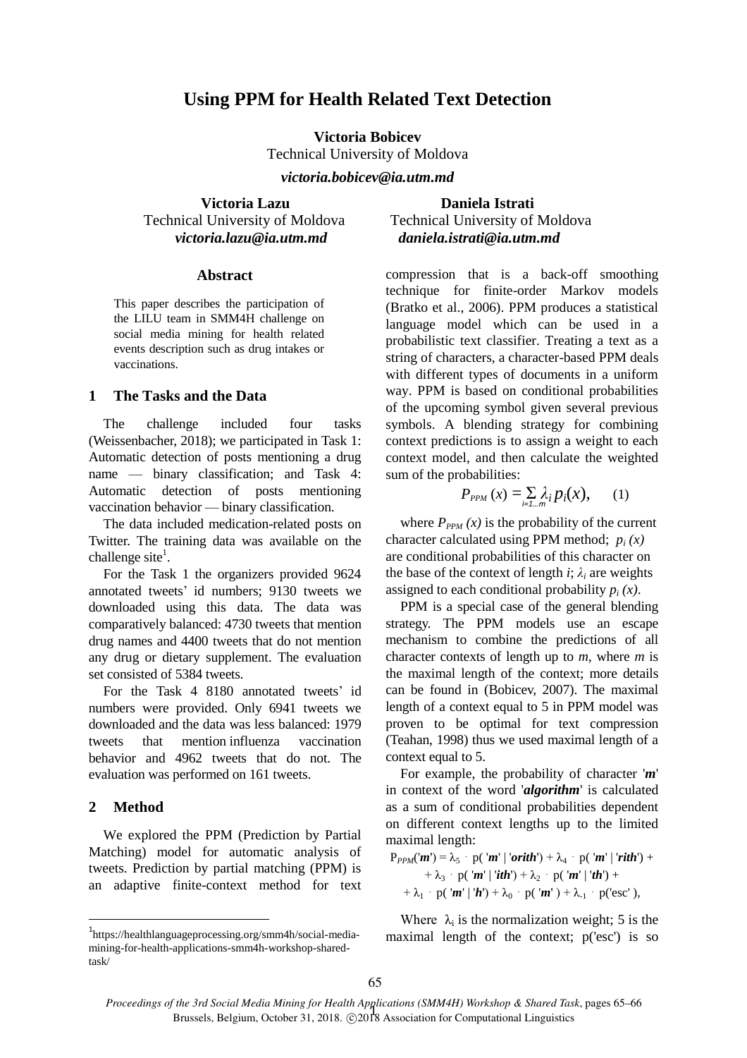# Using PPM for Health Related Text Detection

**Victoria Bobicev**
Technical University of Moldova
***victoria.bobicev@ia.utm.md***

**Victoria Lazu**
Technical University of Moldova
***victoria.lazu@ia.utm.md***

**Daniela Istrati**
Technical University of Moldova
***daniela.istrati@ia.utm.md***

## Abstract

This paper describes the participation of the LILU team in SMM4H challenge on social media mining for health related events description such as drug intakes or vaccinations.

## 1 The Tasks and the Data

The challenge included four tasks (Weissenbacher, 2018); we participated in Task 1: Automatic detection of posts mentioning a drug name — binary classification; and Task 4: Automatic detection of posts mentioning vaccination behavior — binary classification.

The data included medication-related posts on Twitter. The training data was available on the challenge site[1].

For the Task 1 the organizers provided 9624 annotated tweets' id numbers; 9130 tweets we downloaded using this data. The data was comparatively balanced: 4730 tweets that mention drug names and 4400 tweets that do not mention any drug or dietary supplement. The evaluation set consisted of 5384 tweets.

For the Task 4 8180 annotated tweets' id numbers were provided. Only 6941 tweets we downloaded and the data was less balanced: 1979 tweets that mention influenza vaccination behavior and 4962 tweets that do not. The evaluation was performed on 161 tweets.

## 2 Method

We explored the PPM (Prediction by Partial Matching) model for automatic analysis of tweets. Prediction by partial matching (PPM) is an adaptive finite-context method for text compression that is a back-off smoothing technique for finite-order Markov models (Bratko et al., 2006). PPM produces a statistical language model which can be used in a probabilistic text classifier. Treating a text as a string of characters, a character-based PPM deals with different types of documents in a uniform way. PPM is based on conditional probabilities of the upcoming symbol given several previous symbols. A blending strategy for combining context predictions is to assign a weight to each context model, and then calculate the weighted sum of the probabilities:

$$P_{PPM}(x) = \sum_{i=1...m} \lambda_i p_i(x), \quad (1)$$

where $P_{PPM}(x)$ is the probability of the current character calculated using PPM method; $p_i(x)$ are conditional probabilities of this character on the base of the context of length $i$; $\lambda_i$ are weights assigned to each conditional probability $p_i(x)$.

PPM is a special case of the general blending strategy. The PPM models use an escape mechanism to combine the predictions of all character contexts of length up to $m$, where $m$ is the maximal length of the context; more details can be found in (Bobicev, 2007). The maximal length of a context equal to 5 in PPM model was proven to be optimal for text compression (Teahan, 1998) thus we used maximal length of a context equal to 5.

For example, the probability of character '***m***' in context of the word '***algorithm***' is calculated as a sum of conditional probabilities dependent on different context lengths up to the limited maximal length:

$$P_{PPM}('m') = \lambda_5 \cdot p('m' \mid 'orith') + \lambda_4 \cdot p('m' \mid 'rith') + \lambda_3 \cdot p('m' \mid 'ith') + \lambda_2 \cdot p('m' \mid 'th') + \lambda_1 \cdot p('m' \mid 'h') + \lambda_0 \cdot p('m') + \lambda_{-1} \cdot p('esc'),$$

Where $\lambda_i$ is the normalization weight; 5 is the maximal length of the context; p('esc') is so

[1] https://healthlanguageprocessing.org/smm4h/social-media-mining-for-health-applications-smm4h-workshop-shared-task/

*Proceedings of the 3rd Social Media Mining for Health Applications (SMM4H) Workshop & Shared Task*, pages 65–66
Brussels, Belgium, October 31, 2018. ©2018 Association for Computational Linguistics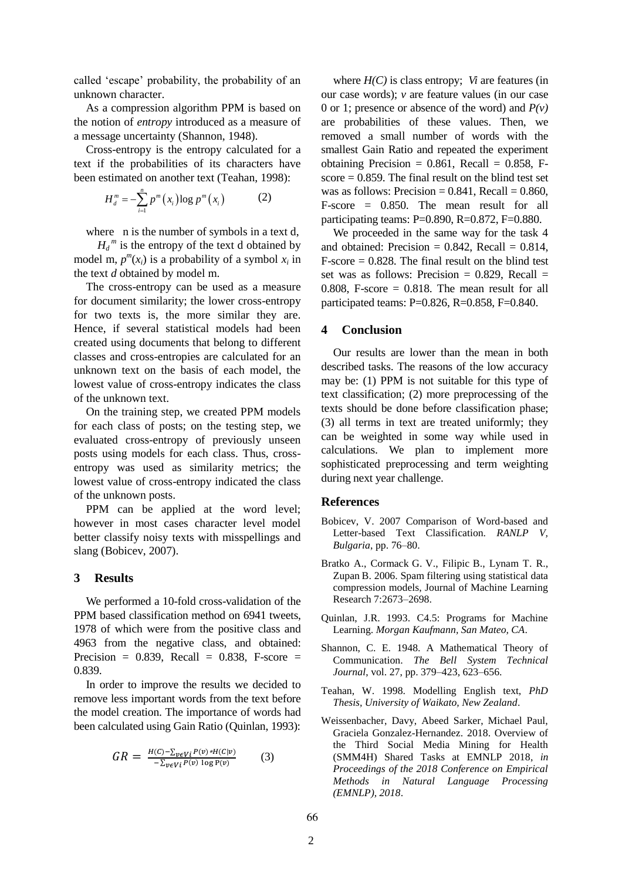called 'escape' probability, the probability of an unknown character.

As a compression algorithm PPM is based on the notion of *entropy* introduced as a measure of a message uncertainty (Shannon, 1948).

Cross-entropy is the entropy calculated for a text if the probabilities of its characters have been estimated on another text (Teahan, 1998):

$$H_d^m = -\sum_{i=1}^{n} p^m(x_i) \log p^m(x_i) \qquad (2)$$

where n is the number of symbols in a text d, $H_d^{\ m}$ is the entropy of the text d obtained by model m, $p^m(x_i)$ is a probability of a symbol $x_i$ in the text *d* obtained by model m.

The cross-entropy can be used as a measure for document similarity; the lower cross-entropy for two texts is, the more similar they are. Hence, if several statistical models had been created using documents that belong to different classes and cross-entropies are calculated for an unknown text on the basis of each model, the lowest value of cross-entropy indicates the class of the unknown text.

On the training step, we created PPM models for each class of posts; on the testing step, we evaluated cross-entropy of previously unseen posts using models for each class. Thus, cross-entropy was used as similarity metrics; the lowest value of cross-entropy indicated the class of the unknown posts.

PPM can be applied at the word level; however in most cases character level model better classify noisy texts with misspellings and slang (Bobicev, 2007).

## 3 Results

We performed a 10-fold cross-validation of the PPM based classification method on 6941 tweets, 1978 of which were from the positive class and 4963 from the negative class, and obtained: Precision = 0.839, Recall = 0.838, F-score = 0.839.

In order to improve the results we decided to remove less important words from the text before the model creation. The importance of words had been calculated using Gain Ratio (Quinlan, 1993):

$$GR = \frac{H(C) - \sum_{v \epsilon Vi} P(v) * H(C|v)}{-\sum_{v \epsilon Vi} P(v) \log P(v)} \qquad (3)$$

where *H(C)* is class entropy; *Vi* are features (in our case words); *v* are feature values (in our case 0 or 1; presence or absence of the word) and *P(v)* are probabilities of these values. Then, we removed a small number of words with the smallest Gain Ratio and repeated the experiment obtaining Precision = 0.861, Recall = 0.858, F-score = 0.859. The final result on the blind test set was as follows: Precision = 0.841, Recall = 0.860, F-score = 0.850. The mean result for all participating teams: P=0.890, R=0.872, F=0.880.

We proceeded in the same way for the task 4 and obtained: Precision = 0.842, Recall = 0.814, F-score = 0.828. The final result on the blind test set was as follows: Precision = 0.829, Recall = 0.808, F-score = 0.818. The mean result for all participated teams: P=0.826, R=0.858, F=0.840.

## 4 Conclusion

Our results are lower than the mean in both described tasks. The reasons of the low accuracy may be: (1) PPM is not suitable for this type of text classification; (2) more preprocessing of the texts should be done before classification phase; (3) all terms in text are treated uniformly; they can be weighted in some way while used in calculations. We plan to implement more sophisticated preprocessing and term weighting during next year challenge.

## References

Bobicev, V. 2007 Comparison of Word-based and Letter-based Text Classification. *RANLP V, Bulgaria*, pp. 76–80.

Bratko A., Cormack G. V., Filipic B., Lynam T. R., Zupan B. 2006. Spam filtering using statistical data compression models, Journal of Machine Learning Research 7:2673–2698.

Quinlan, J.R. 1993. C4.5: Programs for Machine Learning. *Morgan Kaufmann, San Mateo, CA*.

Shannon, C. E. 1948. A Mathematical Theory of Communication. *The Bell System Technical Journal*, vol. 27, pp. 379–423, 623–656.

Teahan, W. 1998. Modelling English text, *PhD Thesis, University of Waikato, New Zealand*.

Weissenbacher, Davy, Abeed Sarker, Michael Paul, Graciela Gonzalez-Hernandez. 2018. Overview of the Third Social Media Mining for Health (SMM4H) Shared Tasks at EMNLP 2018, *in Proceedings of the 2018 Conference on Empirical Methods in Natural Language Processing (EMNLP), 2018*.